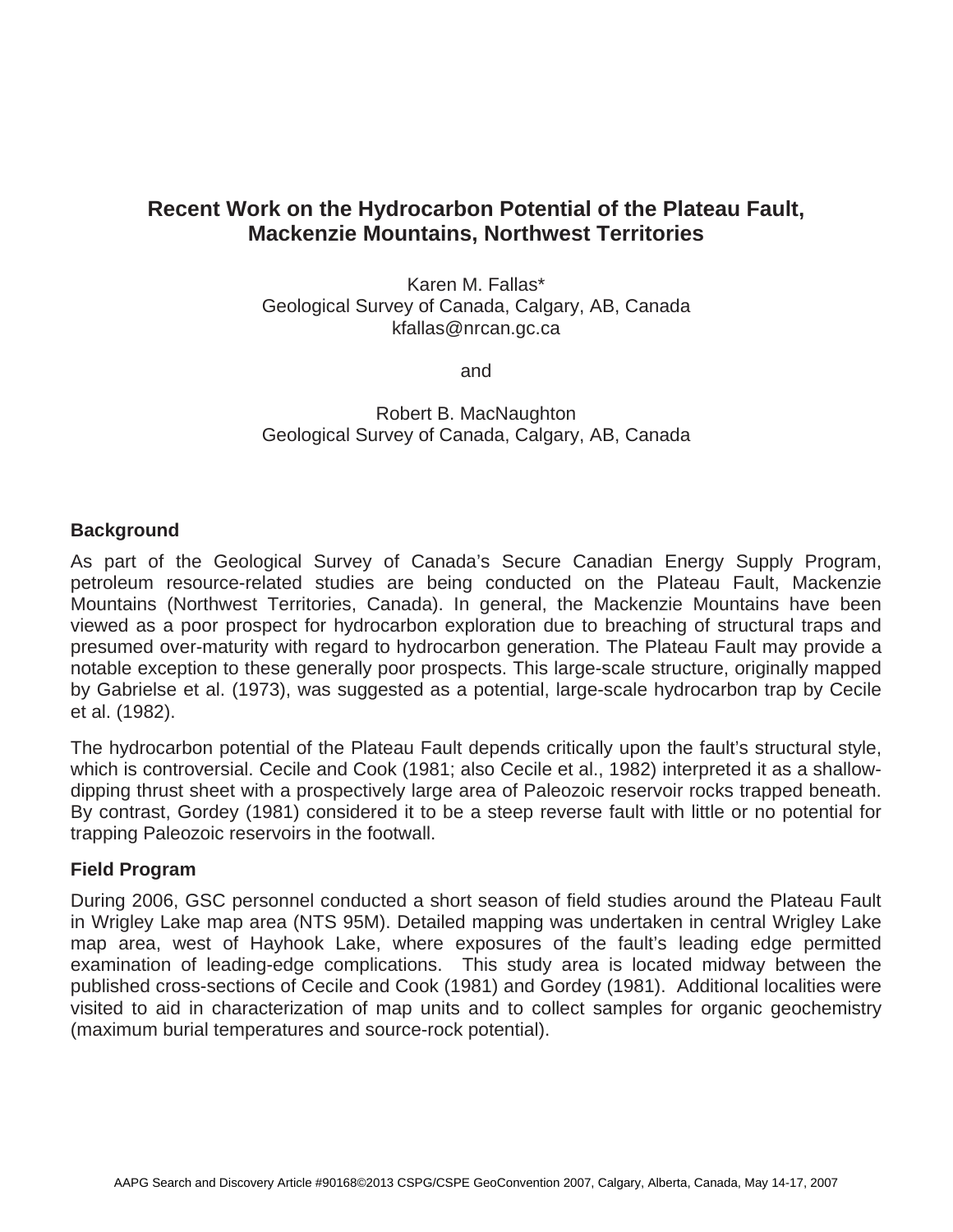# Recent Work on the Hydrocarbon Potential of the Plateau Fault, Mackenzie Mountains, Northwest Territories

Karen M. Fallas*
Geological Survey of Canada, Calgary, AB, Canada
kfallas@nrcan.gc.ca

and

Robert B. MacNaughton
Geological Survey of Canada, Calgary, AB, Canada

## Background

As part of the Geological Survey of Canada's Secure Canadian Energy Supply Program, petroleum resource-related studies are being conducted on the Plateau Fault, Mackenzie Mountains (Northwest Territories, Canada). In general, the Mackenzie Mountains have been viewed as a poor prospect for hydrocarbon exploration due to breaching of structural traps and presumed over-maturity with regard to hydrocarbon generation. The Plateau Fault may provide a notable exception to these generally poor prospects. This large-scale structure, originally mapped by Gabrielse et al. (1973), was suggested as a potential, large-scale hydrocarbon trap by Cecile et al. (1982).

The hydrocarbon potential of the Plateau Fault depends critically upon the fault's structural style, which is controversial. Cecile and Cook (1981; also Cecile et al., 1982) interpreted it as a shallow-dipping thrust sheet with a prospectively large area of Paleozoic reservoir rocks trapped beneath. By contrast, Gordey (1981) considered it to be a steep reverse fault with little or no potential for trapping Paleozoic reservoirs in the footwall.

## Field Program

During 2006, GSC personnel conducted a short season of field studies around the Plateau Fault in Wrigley Lake map area (NTS 95M). Detailed mapping was undertaken in central Wrigley Lake map area, west of Hayhook Lake, where exposures of the fault's leading edge permitted examination of leading-edge complications. This study area is located midway between the published cross-sections of Cecile and Cook (1981) and Gordey (1981). Additional localities were visited to aid in characterization of map units and to collect samples for organic geochemistry (maximum burial temperatures and source-rock potential).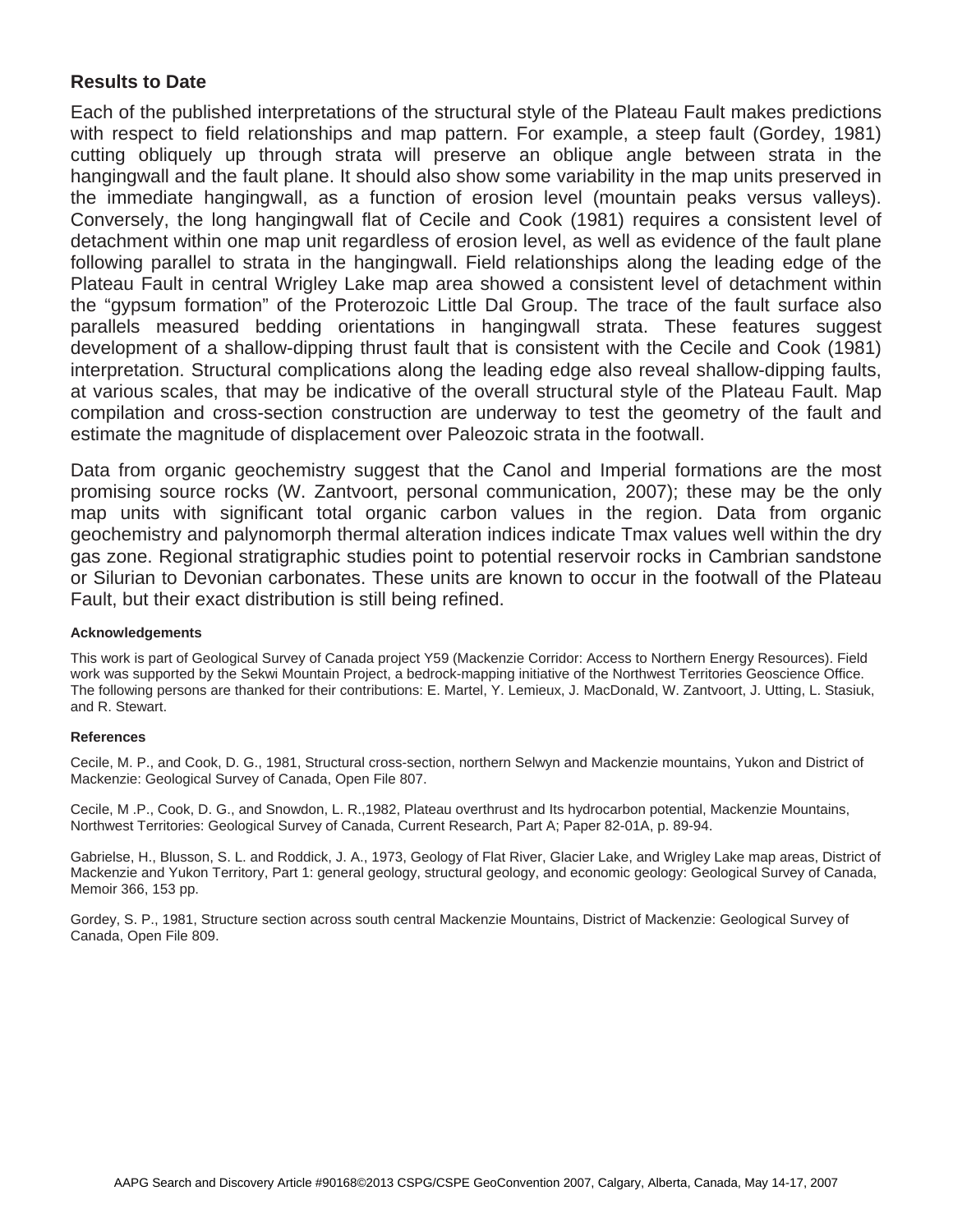## Results to Date

Each of the published interpretations of the structural style of the Plateau Fault makes predictions with respect to field relationships and map pattern. For example, a steep fault (Gordey, 1981) cutting obliquely up through strata will preserve an oblique angle between strata in the hangingwall and the fault plane. It should also show some variability in the map units preserved in the immediate hangingwall, as a function of erosion level (mountain peaks versus valleys). Conversely, the long hangingwall flat of Cecile and Cook (1981) requires a consistent level of detachment within one map unit regardless of erosion level, as well as evidence of the fault plane following parallel to strata in the hangingwall. Field relationships along the leading edge of the Plateau Fault in central Wrigley Lake map area showed a consistent level of detachment within the "gypsum formation" of the Proterozoic Little Dal Group. The trace of the fault surface also parallels measured bedding orientations in hangingwall strata. These features suggest development of a shallow-dipping thrust fault that is consistent with the Cecile and Cook (1981) interpretation. Structural complications along the leading edge also reveal shallow-dipping faults, at various scales, that may be indicative of the overall structural style of the Plateau Fault. Map compilation and cross-section construction are underway to test the geometry of the fault and estimate the magnitude of displacement over Paleozoic strata in the footwall.

Data from organic geochemistry suggest that the Canol and Imperial formations are the most promising source rocks (W. Zantvoort, personal communication, 2007); these may be the only map units with significant total organic carbon values in the region. Data from organic geochemistry and palynomorph thermal alteration indices indicate Tmax values well within the dry gas zone. Regional stratigraphic studies point to potential reservoir rocks in Cambrian sandstone or Silurian to Devonian carbonates. These units are known to occur in the footwall of the Plateau Fault, but their exact distribution is still being refined.

#### Acknowledgements

This work is part of Geological Survey of Canada project Y59 (Mackenzie Corridor: Access to Northern Energy Resources). Field work was supported by the Sekwi Mountain Project, a bedrock-mapping initiative of the Northwest Territories Geoscience Office. The following persons are thanked for their contributions: E. Martel, Y. Lemieux, J. MacDonald, W. Zantvoort, J. Utting, L. Stasiuk, and R. Stewart.

#### References

Cecile, M. P., and Cook, D. G., 1981, Structural cross-section, northern Selwyn and Mackenzie mountains, Yukon and District of Mackenzie: Geological Survey of Canada, Open File 807.

Cecile, M .P., Cook, D. G., and Snowdon, L. R.,1982, Plateau overthrust and Its hydrocarbon potential, Mackenzie Mountains, Northwest Territories: Geological Survey of Canada, Current Research, Part A; Paper 82-01A, p. 89-94.

Gabrielse, H., Blusson, S. L. and Roddick, J. A., 1973, Geology of Flat River, Glacier Lake, and Wrigley Lake map areas, District of Mackenzie and Yukon Territory, Part 1: general geology, structural geology, and economic geology: Geological Survey of Canada, Memoir 366, 153 pp.

Gordey, S. P., 1981, Structure section across south central Mackenzie Mountains, District of Mackenzie: Geological Survey of Canada, Open File 809.